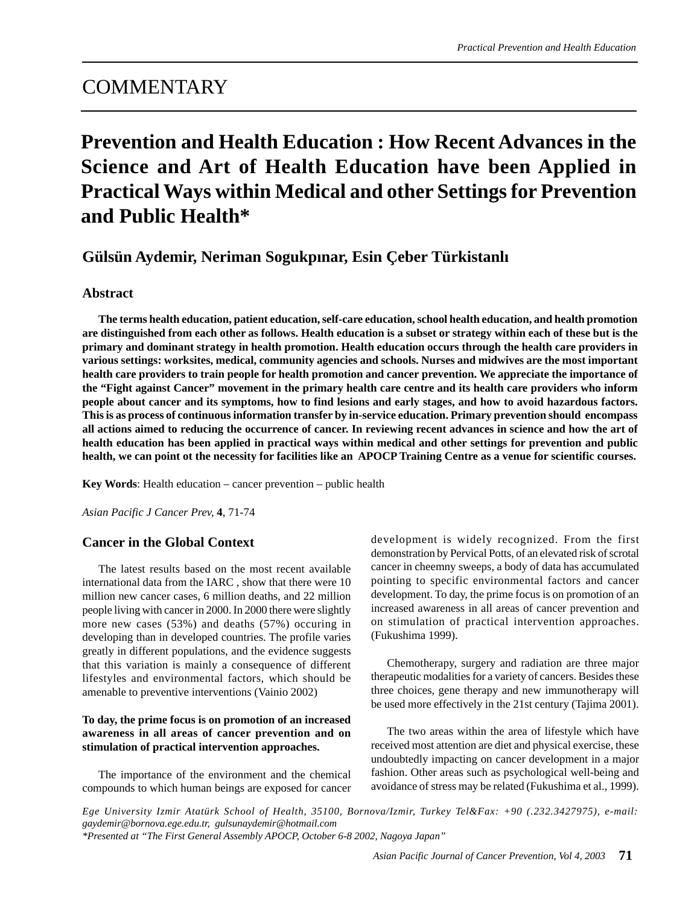# COMMENTARY

# Prevention and Health Education : How Recent Advances in the Science and Art of Health Education have been Applied in Practical Ways within Medical and other Settings for Prevention and Public Health*

**Gülsün Aydemir, Neriman Sogukpınar, Esin Çeber Türkistanlı**

## Abstract

**The terms health education, patient education, self-care education, school health education, and health promotion are distinguished from each other as follows. Health education is a subset or strategy within each of these but is the primary and dominant strategy in health promotion. Health education occurs through the health care providers in various settings: worksites, medical, community agencies and schools. Nurses and midwives are the most important health care providers to train people for health promotion and cancer prevention. We appreciate the importance of the "Fight against Cancer" movement in the primary health care centre and its health care providers who inform people about cancer and its symptoms, how to find lesions and early stages, and how to avoid hazardous factors. This is as process of continuous information transfer by in-service education. Primary prevention should encompass all actions aimed to reducing the occurrence of cancer. In reviewing recent advances in science and how the art of health education has been applied in practical ways within medical and other settings for prevention and public health, we can point ot the necessity for facilities like an APOCP Training Centre as a venue for scientific courses.**

**Key Words**: Health education – cancer prevention – public health

*Asian Pacific J Cancer Prev*, **4**, 71-74

## Cancer in the Global Context

The latest results based on the most recent available international data from the IARC , show that there were 10 million new cancer cases, 6 million deaths, and 22 million people living with cancer in 2000. In 2000 there were slightly more new cases (53%) and deaths (57%) occuring in developing than in developed countries. The profile varies greatly in different populations, and the evidence suggests that this variation is mainly a consequence of different lifestyles and environmental factors, which should be amenable to preventive interventions (Vainio 2002)

**To day, the prime focus is on promotion of an increased awareness in all areas of cancer prevention and on stimulation of practical intervention approaches.**

The importance of the environment and the chemical compounds to which human beings are exposed for cancer development is widely recognized. From the first demonstration by Pervical Potts, of an elevated risk of scrotal cancer in cheemny sweeps, a body of data has accumulated pointing to specific environmental factors and cancer development. To day, the prime focus is on promotion of an increased awareness in all areas of cancer prevention and on stimulation of practical intervention approaches. (Fukushima 1999).

Chemotherapy, surgery and radiation are three major therapeutic modalities for a variety of cancers. Besides these three choices, gene therapy and new immunotherapy will be used more effectively in the 21st century (Tajima 2001).

The two areas within the area of lifestyle which have received most attention are diet and physical exercise, these undoubtedly impacting on cancer development in a major fashion. Other areas such as psychological well-being and avoidance of stress may be related (Fukushima et al., 1999).

*Ege University Izmir Atatürk School of Health, 35100, Bornova/Izmir, Turkey Tel&Fax: +90 (.232.3427975), e-mail: gaydemir@bornova.ege.edu.tr, gulsunaydemir@hotmail.com*

*\*Presented at "The First General Assembly APOCP, October 6-8 2002, Nagoya Japan"*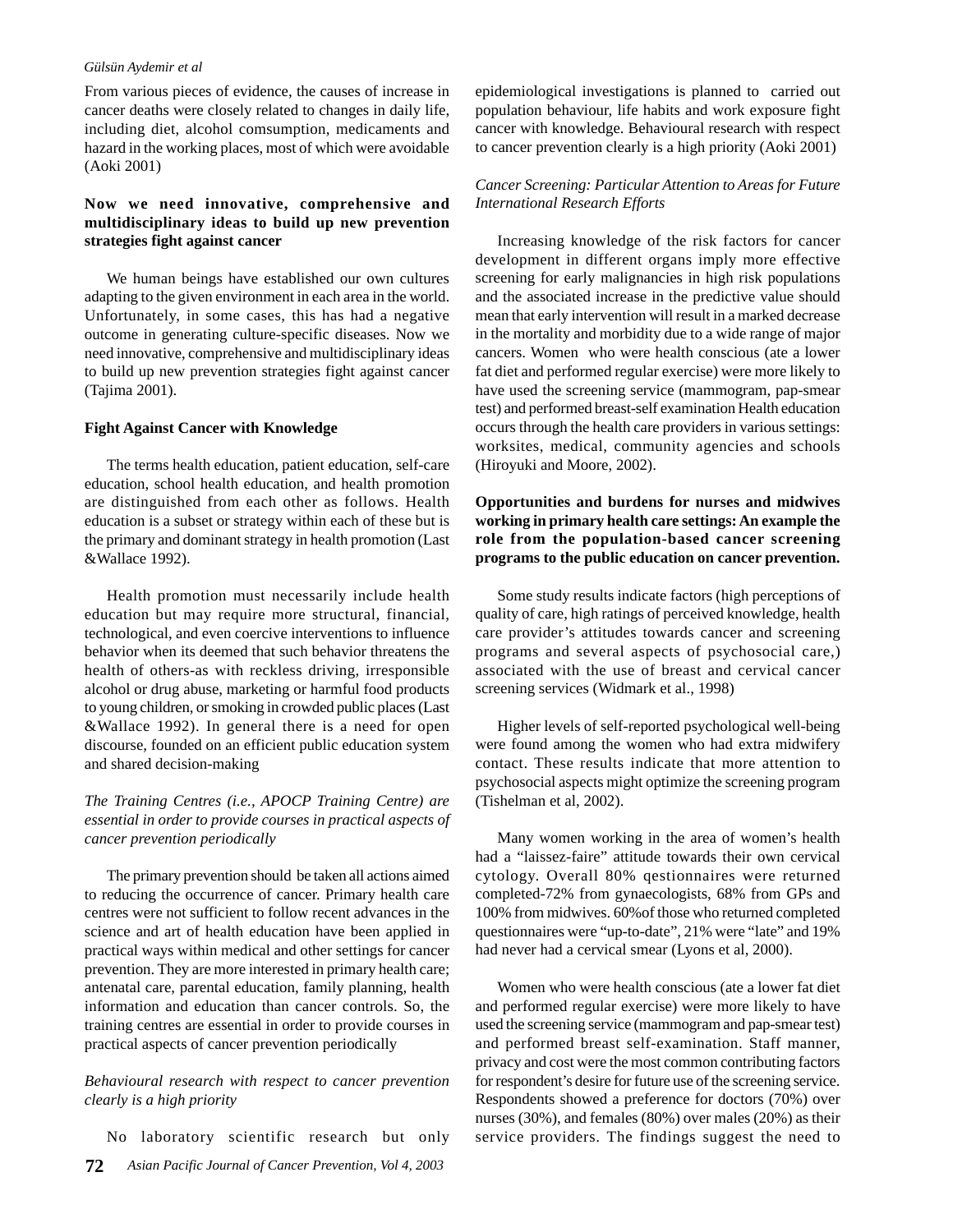From various pieces of evidence, the causes of increase in cancer deaths were closely related to changes in daily life, including diet, alcohol comsumption, medicaments and hazard in the working places, most of which were avoidable (Aoki 2001)

**Now we need innovative, comprehensive and multidisciplinary ideas to build up new prevention strategies fight against cancer**

We human beings have established our own cultures adapting to the given environment in each area in the world. Unfortunately, in some cases, this has had a negative outcome in generating culture-specific diseases. Now we need innovative, comprehensive and multidisciplinary ideas to build up new prevention strategies fight against cancer (Tajima 2001).

**Fight Against Cancer with Knowledge**

The terms health education, patient education, self-care education, school health education, and health promotion are distinguished from each other as follows. Health education is a subset or strategy within each of these but is the primary and dominant strategy in health promotion (Last &Wallace 1992).

Health promotion must necessarily include health education but may require more structural, financial, technological, and even coercive interventions to influence behavior when its deemed that such behavior threatens the health of others-as with reckless driving, irresponsible alcohol or drug abuse, marketing or harmful food products to young children, or smoking in crowded public places (Last &Wallace 1992). In general there is a need for open discourse, founded on an efficient public education system and shared decision-making

*The Training Centres (i.e., APOCP Training Centre) are essential in order to provide courses in practical aspects of cancer prevention periodically*

The primary prevention should be taken all actions aimed to reducing the occurrence of cancer. Primary health care centres were not sufficient to follow recent advances in the science and art of health education have been applied in practical ways within medical and other settings for cancer prevention. They are more interested in primary health care; antenatal care, parental education, family planning, health information and education than cancer controls. So, the training centres are essential in order to provide courses in practical aspects of cancer prevention periodically

*Behavioural research with respect to cancer prevention clearly is a high priority*

No laboratory scientific research but only epidemiological investigations is planned to carried out population behaviour, life habits and work exposure fight cancer with knowledge. Behavioural research with respect to cancer prevention clearly is a high priority (Aoki 2001)

*Cancer Screening: Particular Attention to Areas for Future International Research Efforts*

Increasing knowledge of the risk factors for cancer development in different organs imply more effective screening for early malignancies in high risk populations and the associated increase in the predictive value should mean that early intervention will result in a marked decrease in the mortality and morbidity due to a wide range of major cancers. Women who were health conscious (ate a lower fat diet and performed regular exercise) were more likely to have used the screening service (mammogram, pap-smear test) and performed breast-self examination Health education occurs through the health care providers in various settings: worksites, medical, community agencies and schools (Hiroyuki and Moore, 2002).

**Opportunities and burdens for nurses and midwives working in primary health care settings: An example the role from the population-based cancer screening programs to the public education on cancer prevention.**

Some study results indicate factors (high perceptions of quality of care, high ratings of perceived knowledge, health care provider's attitudes towards cancer and screening programs and several aspects of psychosocial care,) associated with the use of breast and cervical cancer screening services (Widmark et al., 1998)

Higher levels of self-reported psychological well-being were found among the women who had extra midwifery contact. These results indicate that more attention to psychosocial aspects might optimize the screening program (Tishelman et al, 2002).

Many women working in the area of women's health had a "laissez-faire" attitude towards their own cervical cytology. Overall 80% qestionnaires were returned completed-72% from gynaecologists, 68% from GPs and 100% from midwives. 60%of those who returned completed questionnaires were "up-to-date", 21% were "late" and 19% had never had a cervical smear (Lyons et al, 2000).

Women who were health conscious (ate a lower fat diet and performed regular exercise) were more likely to have used the screening service (mammogram and pap-smear test) and performed breast self-examination. Staff manner, privacy and cost were the most common contributing factors for respondent's desire for future use of the screening service. Respondents showed a preference for doctors (70%) over nurses (30%), and females (80%) over males (20%) as their service providers. The findings suggest the need to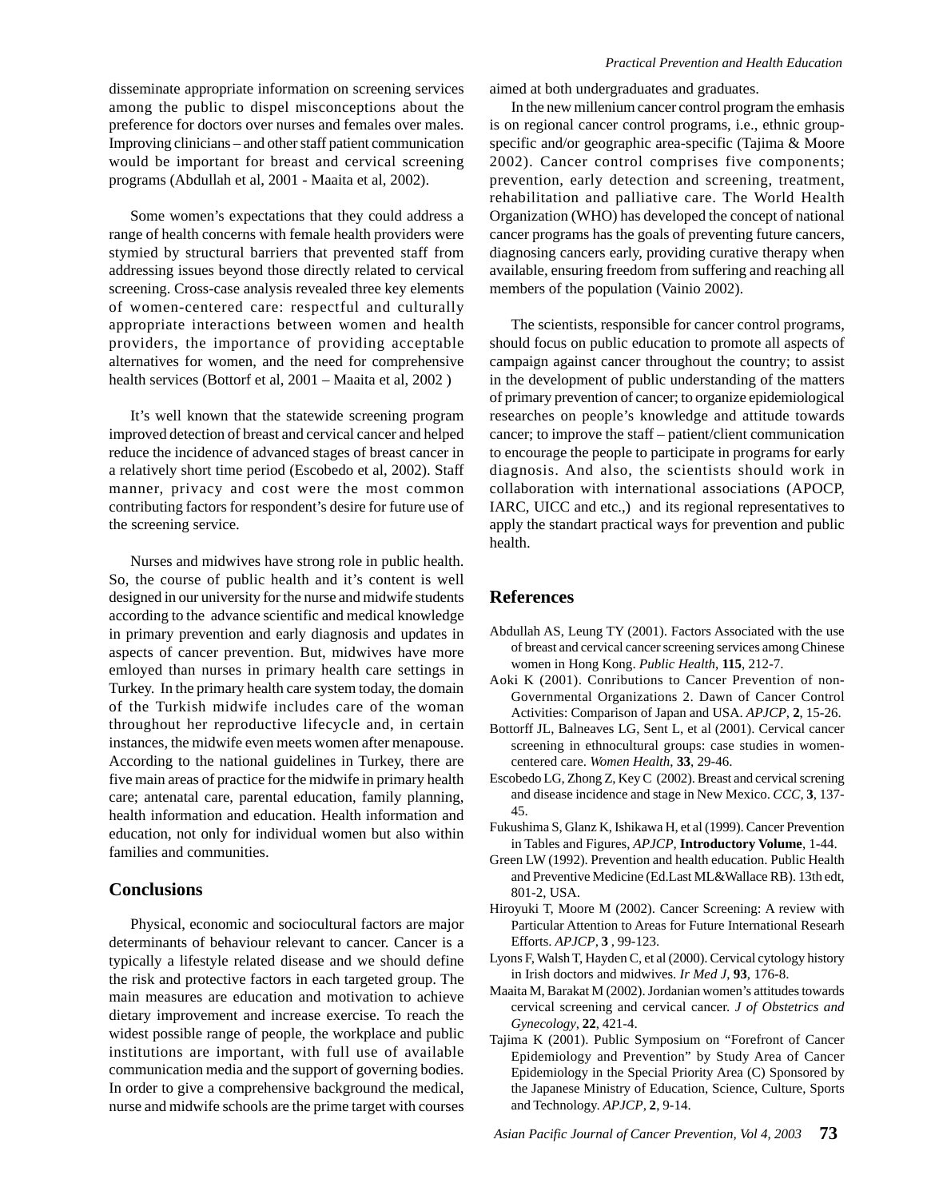disseminate appropriate information on screening services among the public to dispel misconceptions about the preference for doctors over nurses and females over males. Improving clinicians – and other staff patient communication would be important for breast and cervical screening programs (Abdullah et al, 2001 - Maaita et al, 2002).

Some women's expectations that they could address a range of health concerns with female health providers were stymied by structural barriers that prevented staff from addressing issues beyond those directly related to cervical screening. Cross-case analysis revealed three key elements of women-centered care: respectful and culturally appropriate interactions between women and health providers, the importance of providing acceptable alternatives for women, and the need for comprehensive health services (Bottorf et al, 2001 – Maaita et al, 2002 )

It's well known that the statewide screening program improved detection of breast and cervical cancer and helped reduce the incidence of advanced stages of breast cancer in a relatively short time period (Escobedo et al, 2002). Staff manner, privacy and cost were the most common contributing factors for respondent's desire for future use of the screening service.

Nurses and midwives have strong role in public health. So, the course of public health and it's content is well designed in our university for the nurse and midwife students according to the advance scientific and medical knowledge in primary prevention and early diagnosis and updates in aspects of cancer prevention. But, midwives have more emloyed than nurses in primary health care settings in Turkey. In the primary health care system today, the domain of the Turkish midwife includes care of the woman throughout her reproductive lifecycle and, in certain instances, the midwife even meets women after menapouse. According to the national guidelines in Turkey, there are five main areas of practice for the midwife in primary health care; antenatal care, parental education, family planning, health information and education. Health information and education, not only for individual women but also within families and communities.

## Conclusions

Physical, economic and sociocultural factors are major determinants of behaviour relevant to cancer. Cancer is a typically a lifestyle related disease and we should define the risk and protective factors in each targeted group. The main measures are education and motivation to achieve dietary improvement and increase exercise. To reach the widest possible range of people, the workplace and public institutions are important, with full use of available communication media and the support of governing bodies. In order to give a comprehensive background the medical, nurse and midwife schools are the prime target with courses aimed at both undergraduates and graduates.

In the new millenium cancer control program the emhasis is on regional cancer control programs, i.e., ethnic group-specific and/or geographic area-specific (Tajima & Moore 2002). Cancer control comprises five components; prevention, early detection and screening, treatment, rehabilitation and palliative care. The World Health Organization (WHO) has developed the concept of national cancer programs has the goals of preventing future cancers, diagnosing cancers early, providing curative therapy when available, ensuring freedom from suffering and reaching all members of the population (Vainio 2002).

The scientists, responsible for cancer control programs, should focus on public education to promote all aspects of campaign against cancer throughout the country; to assist in the development of public understanding of the matters of primary prevention of cancer; to organize epidemiological researches on people's knowledge and attitude towards cancer; to improve the staff – patient/client communication to encourage the people to participate in programs for early diagnosis. And also, the scientists should work in collaboration with international associations (APOCP, IARC, UICC and etc.,) and its regional representatives to apply the standart practical ways for prevention and public health.

## References

Abdullah AS, Leung TY (2001). Factors Associated with the use of breast and cervical cancer screening services among Chinese women in Hong Kong. *Public Health*, **115**, 212-7.

Aoki K (2001). Conributions to Cancer Prevention of non-Governmental Organizations 2. Dawn of Cancer Control Activities: Comparison of Japan and USA. *APJCP*, **2**, 15-26.

Bottorff JL, Balneaves LG, Sent L, et al (2001). Cervical cancer screening in ethnocultural groups: case studies in women-centered care. *Women Health*, **33**, 29-46.

Escobedo LG, Zhong Z, Key C (2002). Breast and cervical screning and disease incidence and stage in New Mexico. *CCC*, **3**, 137-45.

Fukushima S, Glanz K, Ishikawa H, et al (1999). Cancer Prevention in Tables and Figures, *APJCP*, **Introductory Volume**, 1-44.

Green LW (1992). Prevention and health education. Public Health and Preventive Medicine (Ed.Last ML&Wallace RB). 13th edt, 801-2, USA.

Hiroyuki T, Moore M (2002). Cancer Screening: A review with Particular Attention to Areas for Future International Researh Efforts. *APJCP*, **3** , 99-123.

Lyons F, Walsh T, Hayden C, et al (2000). Cervical cytology history in Irish doctors and midwives. *Ir Med J*, **93**, 176-8.

Maaita M, Barakat M (2002). Jordanian women's attitudes towards cervical screening and cervical cancer. *J of Obstetrics and Gynecology*, **22**, 421-4.

Tajima K (2001). Public Symposium on "Forefront of Cancer Epidemiology and Prevention" by Study Area of Cancer Epidemiology in the Special Priority Area (C) Sponsored by the Japanese Ministry of Education, Science, Culture, Sports and Technology. *APJCP*, **2**, 9-14.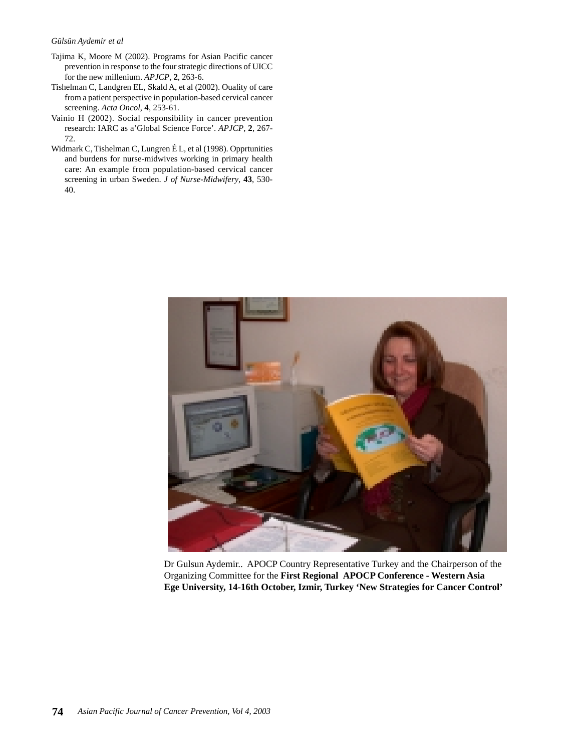Tajima K, Moore M (2002). Programs for Asian Pacific cancer prevention in response to the four strategic directions of UICC for the new millenium. *APJCP*, **2**, 263-6.

Tishelman C, Landgren EL, Skald A, et al (2002). Ouality of care from a patient perspective in population-based cervical cancer screening. *Acta Oncol*, **4**, 253-61.

Vainio H (2002). Social responsibility in cancer prevention research: IARC as a'Global Science Force'. *APJCP*, **2**, 267-72.

Widmark C, Tishelman C, Lungren É L, et al (1998). Opprtunities and burdens for nurse-midwives working in primary health care: An example from population-based cervical cancer screening in urban Sweden. *J of Nurse-Midwifery*, **43**, 530-40.

Dr Gulsun Aydemir.. APOCP Country Representative Turkey and the Chairperson of the Organizing Committee for the **First Regional APOCP Conference - Western Asia Ege University, 14-16th October, Izmir, Turkey 'New Strategies for Cancer Control'**